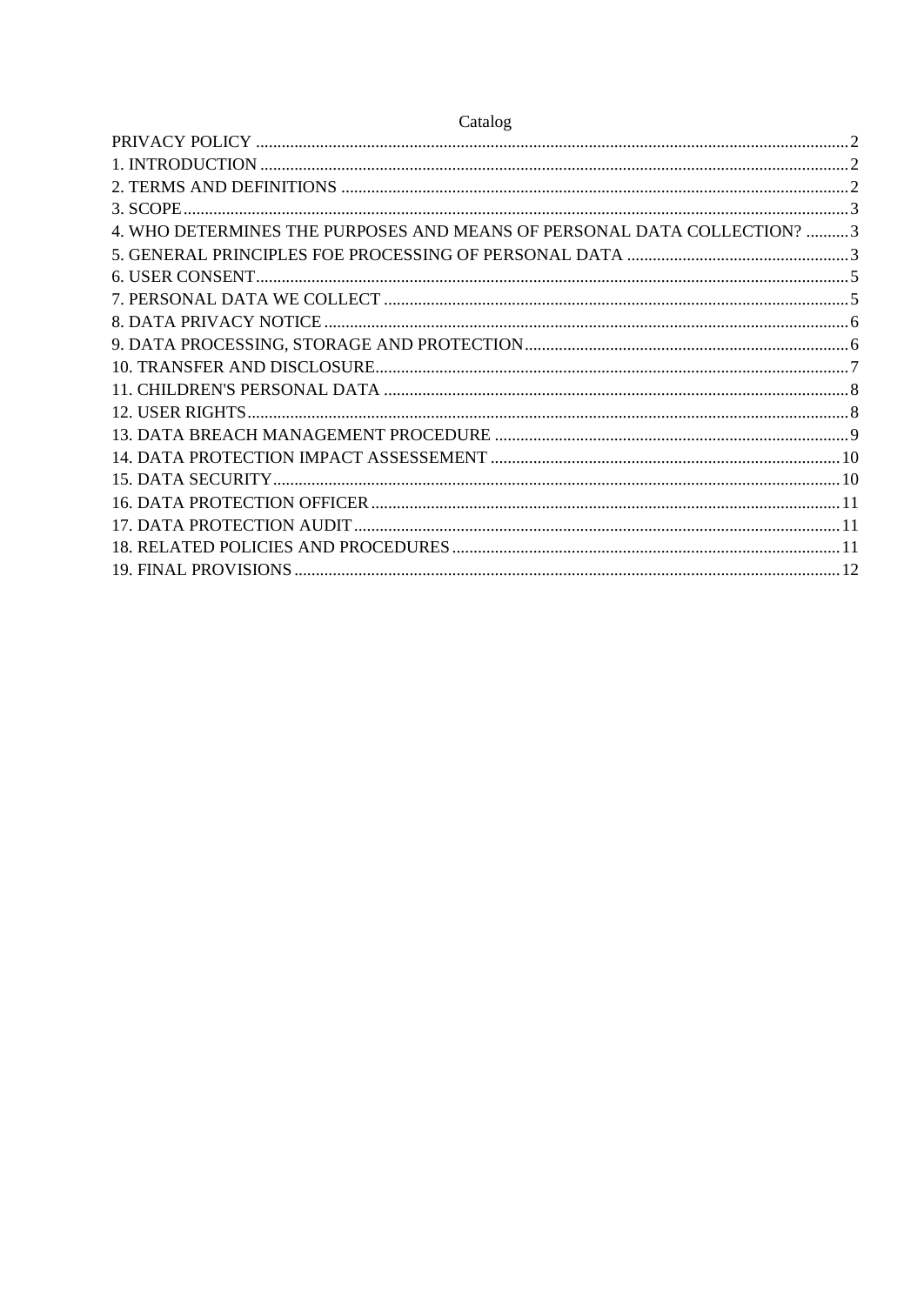Catalog

PRIVACY POLICY ........................................................................ 2
1. INTRODUCTION ........................................................................ 2
2. TERMS AND DEFINITIONS ........................................................................ 2
3. SCOPE ........................................................................ 3
4. WHO DETERMINES THE PURPOSES AND MEANS OF PERSONAL DATA COLLECTION? .......... 3
5. GENERAL PRINCIPLES FOE PROCESSING OF PERSONAL DATA ........................................................................ 3
6. USER CONSENT ........................................................................ 5
7. PERSONAL DATA WE COLLECT ........................................................................ 5
8. DATA PRIVACY NOTICE ........................................................................ 6
9. DATA PROCESSING, STORAGE AND PROTECTION ........................................................................ 6
10. TRANSFER AND DISCLOSURE ........................................................................ 7
11. CHILDREN'S PERSONAL DATA ........................................................................ 8
12. USER RIGHTS ........................................................................ 8
13. DATA BREACH MANAGEMENT PROCEDURE ........................................................................ 9
14. DATA PROTECTION IMPACT ASSESSEMENT ........................................................................ 10
15. DATA SECURITY ........................................................................ 10
16. DATA PROTECTION OFFICER ........................................................................ 11
17. DATA PROTECTION AUDIT ........................................................................ 11
18. RELATED POLICIES AND PROCEDURES ........................................................................ 11
19. FINAL PROVISIONS ........................................................................ 12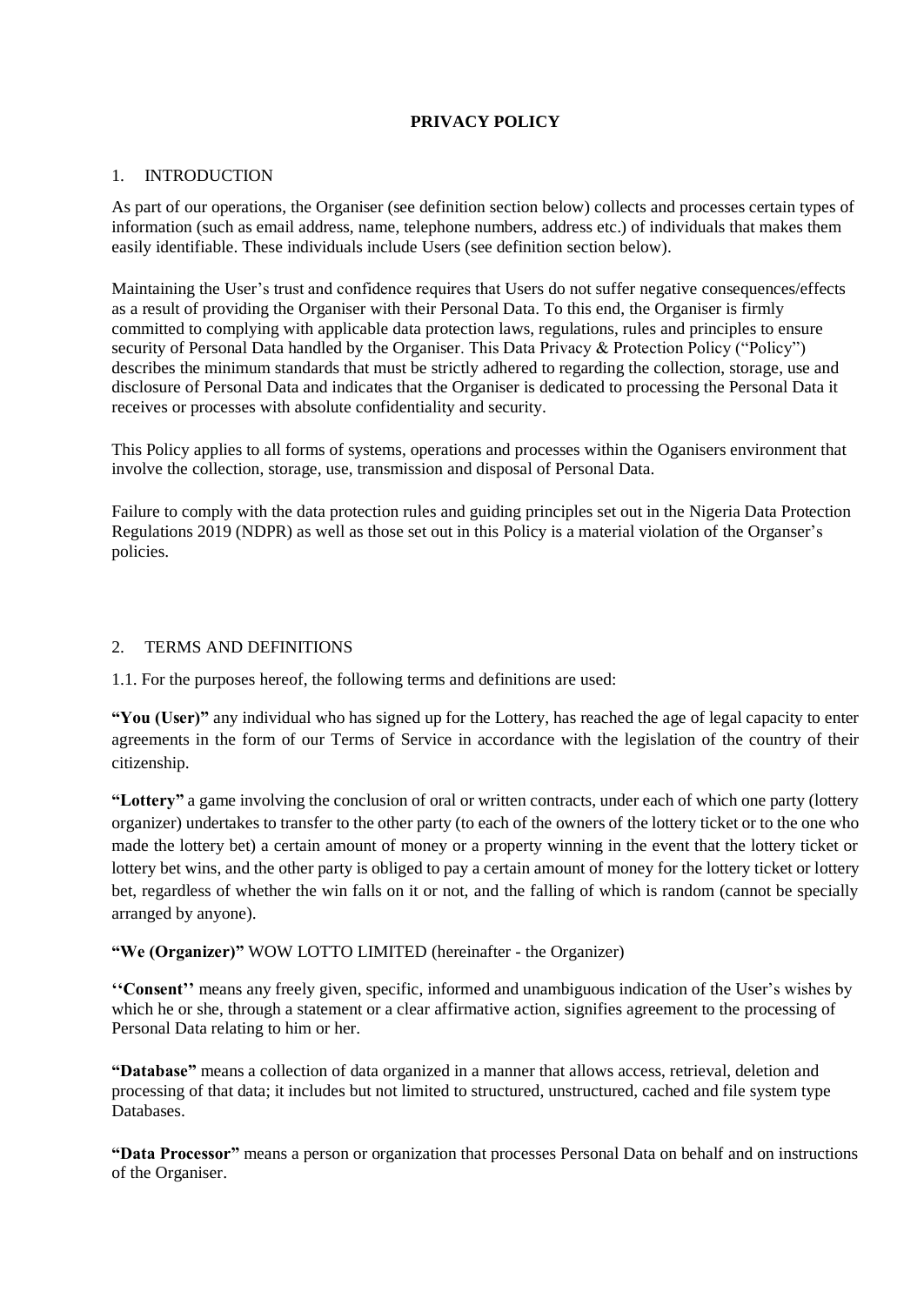**PRIVACY POLICY**

1. INTRODUCTION

As part of our operations, the Organiser (see definition section below) collects and processes certain types of information (such as email address, name, telephone numbers, address etc.) of individuals that makes them easily identifiable. These individuals include Users (see definition section below).

Maintaining the User's trust and confidence requires that Users do not suffer negative consequences/effects as a result of providing the Organiser with their Personal Data. To this end, the Organiser is firmly committed to complying with applicable data protection laws, regulations, rules and principles to ensure security of Personal Data handled by the Organiser. This Data Privacy & Protection Policy ("Policy") describes the minimum standards that must be strictly adhered to regarding the collection, storage, use and disclosure of Personal Data and indicates that the Organiser is dedicated to processing the Personal Data it receives or processes with absolute confidentiality and security.

This Policy applies to all forms of systems, operations and processes within the Oganisers environment that involve the collection, storage, use, transmission and disposal of Personal Data.

Failure to comply with the data protection rules and guiding principles set out in the Nigeria Data Protection Regulations 2019 (NDPR) as well as those set out in this Policy is a material violation of the Organser's policies.

2. TERMS AND DEFINITIONS

1.1. For the purposes hereof, the following terms and definitions are used:

**"You (User)"** any individual who has signed up for the Lottery, has reached the age of legal capacity to enter agreements in the form of our Terms of Service in accordance with the legislation of the country of their citizenship.

**"Lottery"** a game involving the conclusion of oral or written contracts, under each of which one party (lottery organizer) undertakes to transfer to the other party (to each of the owners of the lottery ticket or to the one who made the lottery bet) a certain amount of money or a property winning in the event that the lottery ticket or lottery bet wins, and the other party is obliged to pay a certain amount of money for the lottery ticket or lottery bet, regardless of whether the win falls on it or not, and the falling of which is random (cannot be specially arranged by anyone).

**"We (Organizer)"** WOW LOTTO LIMITED (hereinafter - the Organizer)

**''Consent''** means any freely given, specific, informed and unambiguous indication of the User's wishes by which he or she, through a statement or a clear affirmative action, signifies agreement to the processing of Personal Data relating to him or her.

**"Database"** means a collection of data organized in a manner that allows access, retrieval, deletion and processing of that data; it includes but not limited to structured, unstructured, cached and file system type Databases.

**"Data Processor"** means a person or organization that processes Personal Data on behalf and on instructions of the Organiser.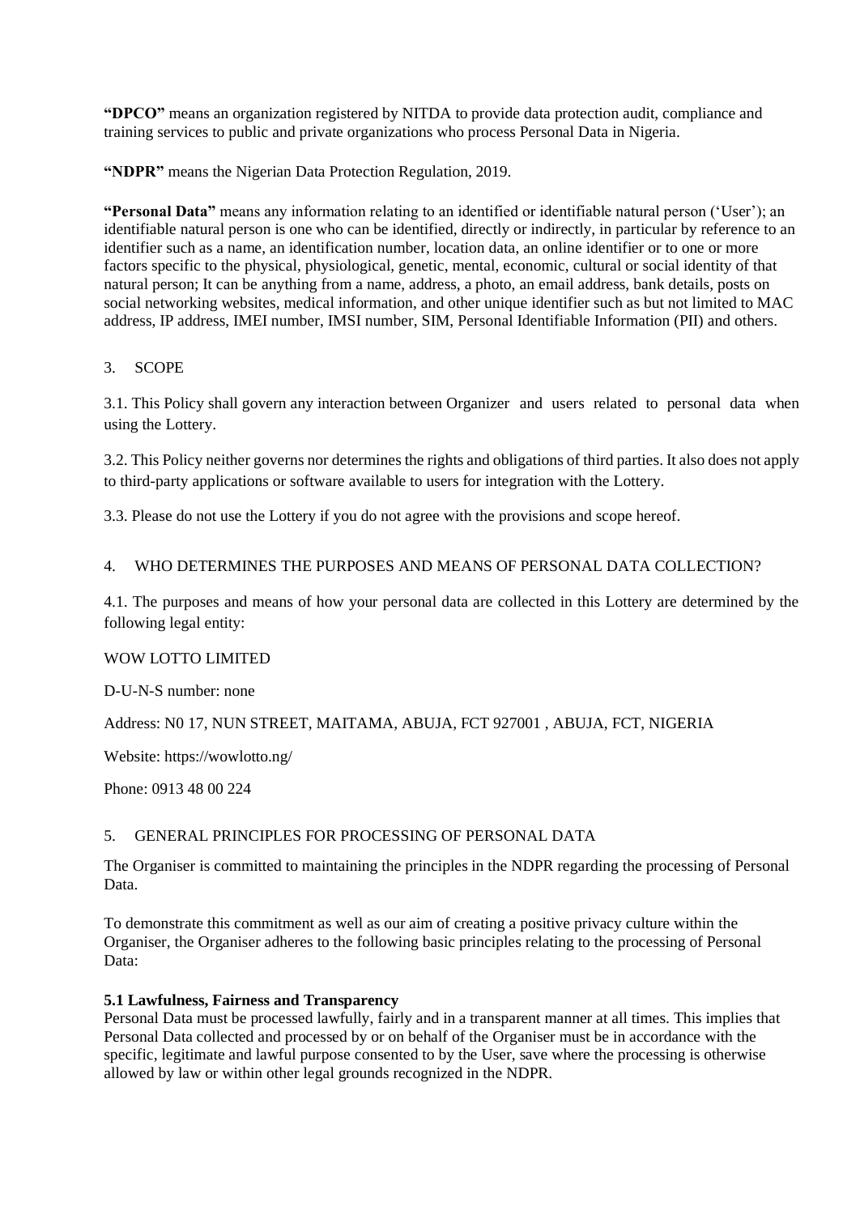**"DPCO"** means an organization registered by NITDA to provide data protection audit, compliance and training services to public and private organizations who process Personal Data in Nigeria.

**"NDPR"** means the Nigerian Data Protection Regulation, 2019.

**"Personal Data"** means any information relating to an identified or identifiable natural person ('User'); an identifiable natural person is one who can be identified, directly or indirectly, in particular by reference to an identifier such as a name, an identification number, location data, an online identifier or to one or more factors specific to the physical, physiological, genetic, mental, economic, cultural or social identity of that natural person; It can be anything from a name, address, a photo, an email address, bank details, posts on social networking websites, medical information, and other unique identifier such as but not limited to MAC address, IP address, IMEI number, IMSI number, SIM, Personal Identifiable Information (PII) and others.

## 3. SCOPE

3.1. This Policy shall govern any interaction between Organizer and users related to personal data when using the Lottery.

3.2. This Policy neither governs nor determines the rights and obligations of third parties. It also does not apply to third-party applications or software available to users for integration with the Lottery.

3.3. Please do not use the Lottery if you do not agree with the provisions and scope hereof.

## 4. WHO DETERMINES THE PURPOSES AND MEANS OF PERSONAL DATA COLLECTION?

4.1. The purposes and means of how your personal data are collected in this Lottery are determined by the following legal entity:

WOW LOTTO LIMITED

D-U-N-S number: none

Address: N0 17, NUN STREET, MAITAMA, ABUJA, FCT 927001 , ABUJA, FCT, NIGERIA

Website: https://wowlotto.ng/

Phone: 0913 48 00 224

## 5. GENERAL PRINCIPLES FOR PROCESSING OF PERSONAL DATA

The Organiser is committed to maintaining the principles in the NDPR regarding the processing of Personal Data.

To demonstrate this commitment as well as our aim of creating a positive privacy culture within the Organiser, the Organiser adheres to the following basic principles relating to the processing of Personal Data:

### 5.1 Lawfulness, Fairness and Transparency

Personal Data must be processed lawfully, fairly and in a transparent manner at all times. This implies that Personal Data collected and processed by or on behalf of the Organiser must be in accordance with the specific, legitimate and lawful purpose consented to by the User, save where the processing is otherwise allowed by law or within other legal grounds recognized in the NDPR.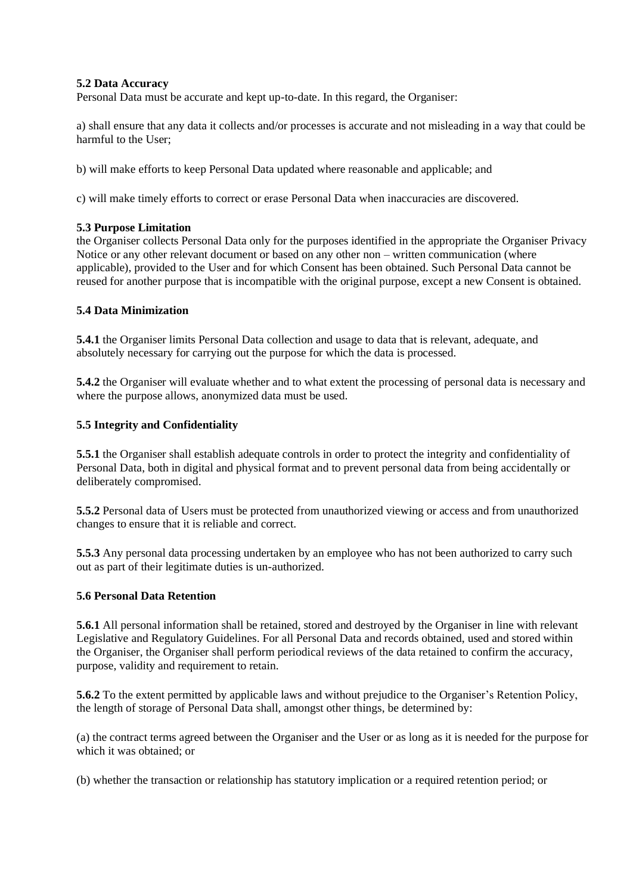**5.2 Data Accuracy**
Personal Data must be accurate and kept up-to-date. In this regard, the Organiser:

a) shall ensure that any data it collects and/or processes is accurate and not misleading in a way that could be harmful to the User;

b) will make efforts to keep Personal Data updated where reasonable and applicable; and

c) will make timely efforts to correct or erase Personal Data when inaccuracies are discovered.

**5.3 Purpose Limitation**
the Organiser collects Personal Data only for the purposes identified in the appropriate the Organiser Privacy Notice or any other relevant document or based on any other non – written communication (where applicable), provided to the User and for which Consent has been obtained. Such Personal Data cannot be reused for another purpose that is incompatible with the original purpose, except a new Consent is obtained.

**5.4 Data Minimization**

**5.4.1** the Organiser limits Personal Data collection and usage to data that is relevant, adequate, and absolutely necessary for carrying out the purpose for which the data is processed.

**5.4.2** the Organiser will evaluate whether and to what extent the processing of personal data is necessary and where the purpose allows, anonymized data must be used.

**5.5 Integrity and Confidentiality**

**5.5.1** the Organiser shall establish adequate controls in order to protect the integrity and confidentiality of Personal Data, both in digital and physical format and to prevent personal data from being accidentally or deliberately compromised.

**5.5.2** Personal data of Users must be protected from unauthorized viewing or access and from unauthorized changes to ensure that it is reliable and correct.

**5.5.3** Any personal data processing undertaken by an employee who has not been authorized to carry such out as part of their legitimate duties is un-authorized.

**5.6 Personal Data Retention**

**5.6.1** All personal information shall be retained, stored and destroyed by the Organiser in line with relevant Legislative and Regulatory Guidelines. For all Personal Data and records obtained, used and stored within the Organiser, the Organiser shall perform periodical reviews of the data retained to confirm the accuracy, purpose, validity and requirement to retain.

**5.6.2** To the extent permitted by applicable laws and without prejudice to the Organiser's Retention Policy, the length of storage of Personal Data shall, amongst other things, be determined by:

(a) the contract terms agreed between the Organiser and the User or as long as it is needed for the purpose for which it was obtained; or

(b) whether the transaction or relationship has statutory implication or a required retention period; or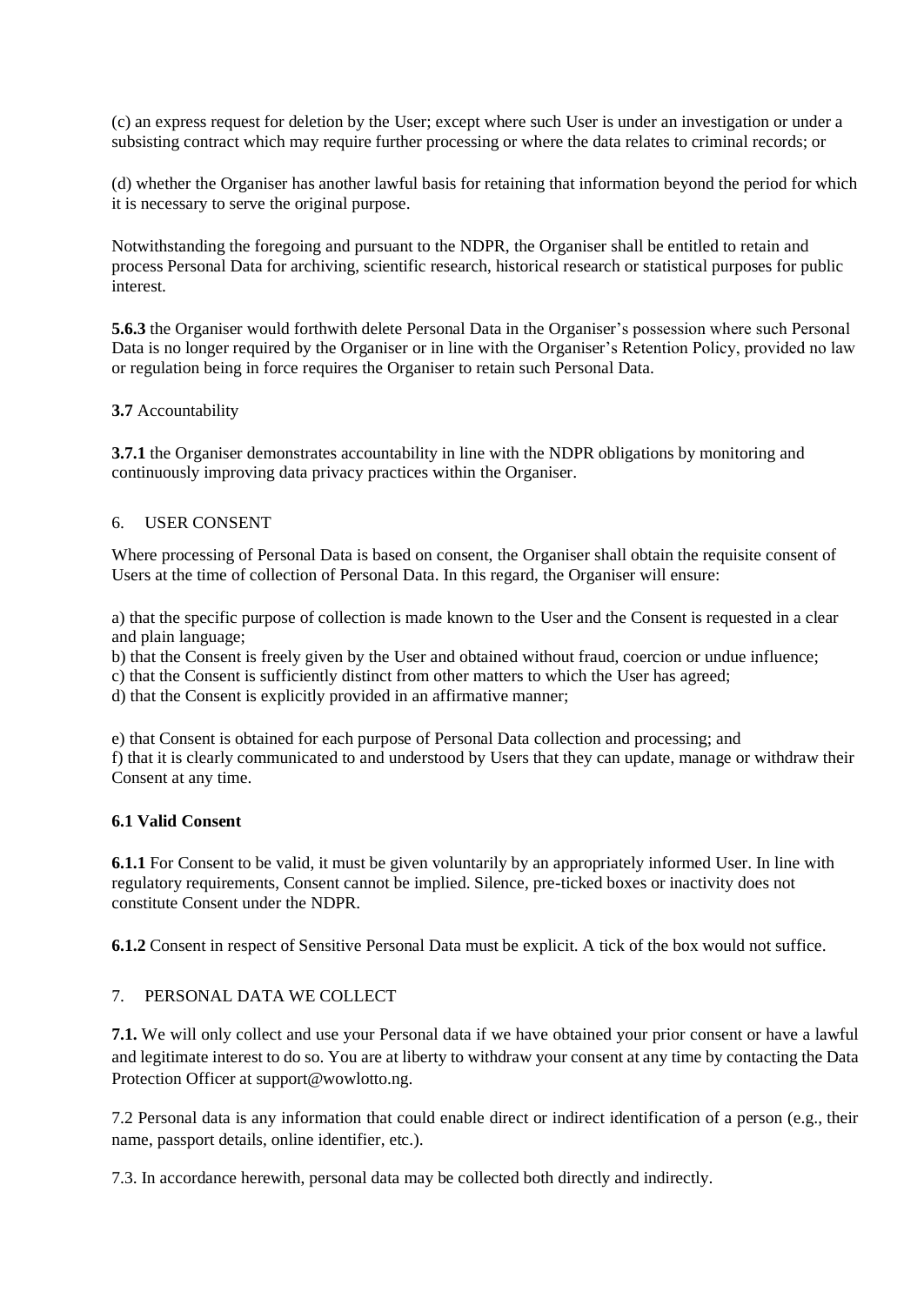(c) an express request for deletion by the User; except where such User is under an investigation or under a subsisting contract which may require further processing or where the data relates to criminal records; or

(d) whether the Organiser has another lawful basis for retaining that information beyond the period for which it is necessary to serve the original purpose.

Notwithstanding the foregoing and pursuant to the NDPR, the Organiser shall be entitled to retain and process Personal Data for archiving, scientific research, historical research or statistical purposes for public interest.

**5.6.3** the Organiser would forthwith delete Personal Data in the Organiser's possession where such Personal Data is no longer required by the Organiser or in line with the Organiser's Retention Policy, provided no law or regulation being in force requires the Organiser to retain such Personal Data.

**3.7** Accountability

**3.7.1** the Organiser demonstrates accountability in line with the NDPR obligations by monitoring and continuously improving data privacy practices within the Organiser.

6. USER CONSENT

Where processing of Personal Data is based on consent, the Organiser shall obtain the requisite consent of Users at the time of collection of Personal Data. In this regard, the Organiser will ensure:

a) that the specific purpose of collection is made known to the User and the Consent is requested in a clear and plain language;
b) that the Consent is freely given by the User and obtained without fraud, coercion or undue influence;
c) that the Consent is sufficiently distinct from other matters to which the User has agreed;
d) that the Consent is explicitly provided in an affirmative manner;

e) that Consent is obtained for each purpose of Personal Data collection and processing; and
f) that it is clearly communicated to and understood by Users that they can update, manage or withdraw their Consent at any time.

**6.1 Valid Consent**

**6.1.1** For Consent to be valid, it must be given voluntarily by an appropriately informed User. In line with regulatory requirements, Consent cannot be implied. Silence, pre-ticked boxes or inactivity does not constitute Consent under the NDPR.

**6.1.2** Consent in respect of Sensitive Personal Data must be explicit. A tick of the box would not suffice.

7. PERSONAL DATA WE COLLECT

**7.1.** We will only collect and use your Personal data if we have obtained your prior consent or have a lawful and legitimate interest to do so. You are at liberty to withdraw your consent at any time by contacting the Data Protection Officer at support@wowlotto.ng.

7.2 Personal data is any information that could enable direct or indirect identification of a person (e.g., their name, passport details, online identifier, etc.).

7.3. In accordance herewith, personal data may be collected both directly and indirectly.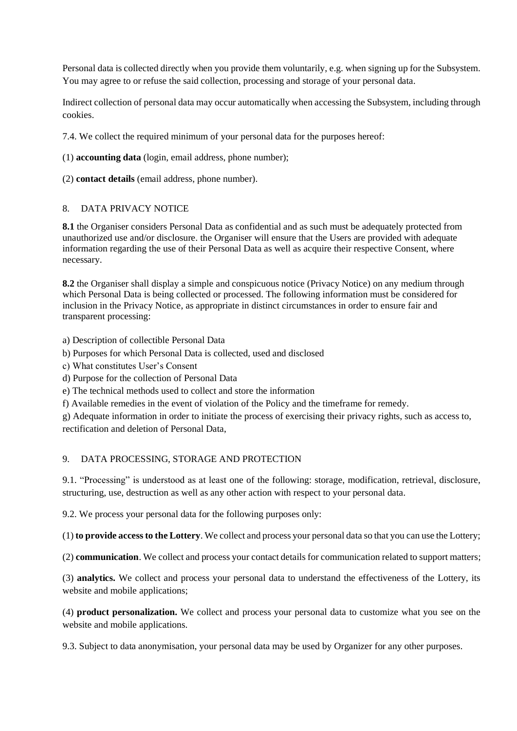Personal data is collected directly when you provide them voluntarily, e.g. when signing up for the Subsystem. You may agree to or refuse the said collection, processing and storage of your personal data.

Indirect collection of personal data may occur automatically when accessing the Subsystem, including through cookies.

7.4. We collect the required minimum of your personal data for the purposes hereof:

(1) **accounting data** (login, email address, phone number);

(2) **contact details** (email address, phone number).

## 8. DATA PRIVACY NOTICE

**8.1** the Organiser considers Personal Data as confidential and as such must be adequately protected from unauthorized use and/or disclosure. the Organiser will ensure that the Users are provided with adequate information regarding the use of their Personal Data as well as acquire their respective Consent, where necessary.

**8.2** the Organiser shall display a simple and conspicuous notice (Privacy Notice) on any medium through which Personal Data is being collected or processed. The following information must be considered for inclusion in the Privacy Notice, as appropriate in distinct circumstances in order to ensure fair and transparent processing:

a) Description of collectible Personal Data
b) Purposes for which Personal Data is collected, used and disclosed
c) What constitutes User's Consent
d) Purpose for the collection of Personal Data
e) The technical methods used to collect and store the information
f) Available remedies in the event of violation of the Policy and the timeframe for remedy.
g) Adequate information in order to initiate the process of exercising their privacy rights, such as access to, rectification and deletion of Personal Data,

## 9. DATA PROCESSING, STORAGE AND PROTECTION

9.1. "Processing" is understood as at least one of the following: storage, modification, retrieval, disclosure, structuring, use, destruction as well as any other action with respect to your personal data.

9.2. We process your personal data for the following purposes only:

(1) **to provide access to the Lottery**. We collect and process your personal data so that you can use the Lottery;

(2) **communication**. We collect and process your contact details for communication related to support matters;

(3) **analytics.** We collect and process your personal data to understand the effectiveness of the Lottery, its website and mobile applications;

(4) **product personalization.** We collect and process your personal data to customize what you see on the website and mobile applications.

9.3. Subject to data anonymisation, your personal data may be used by Organizer for any other purposes.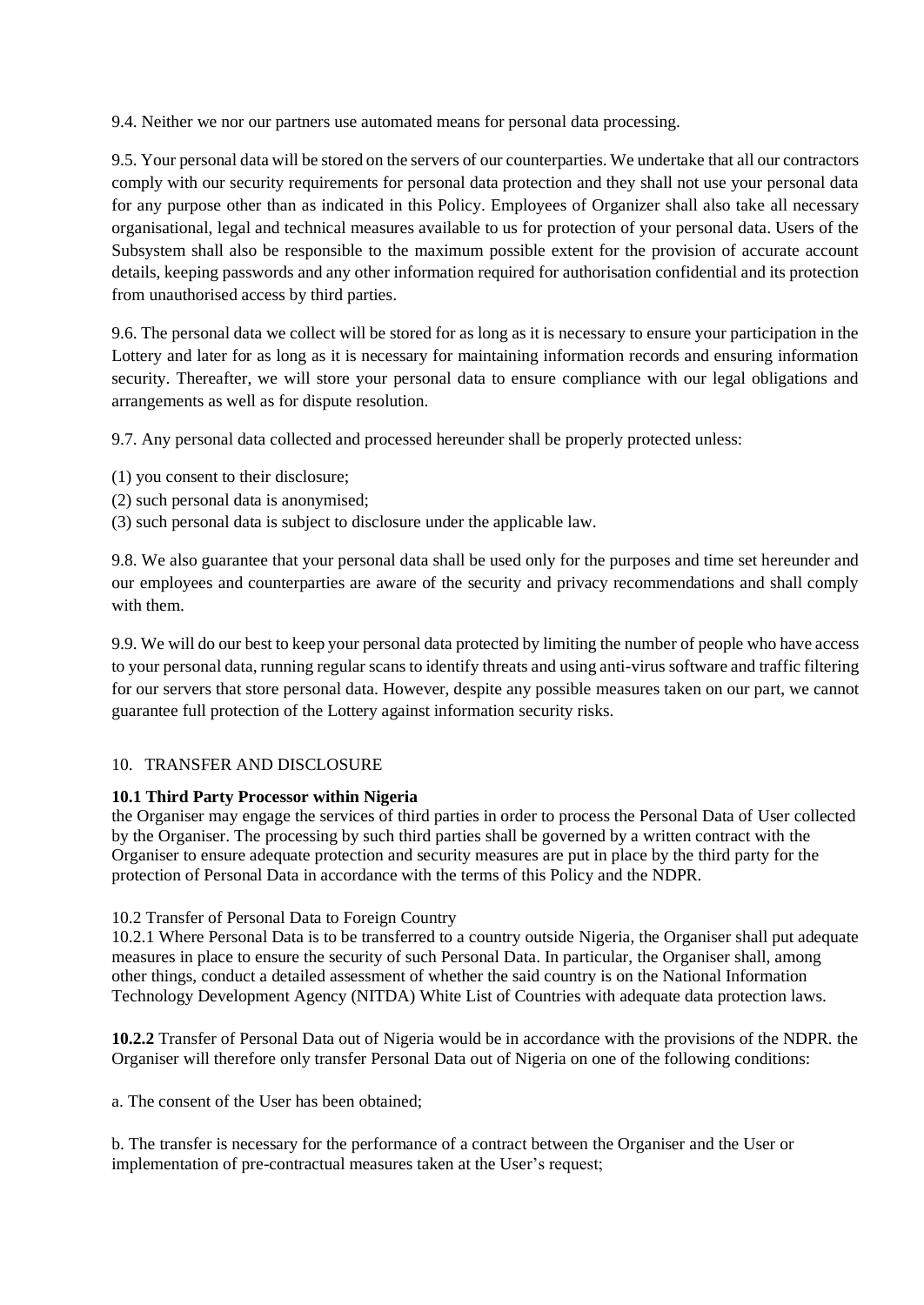9.4. Neither we nor our partners use automated means for personal data processing.

9.5. Your personal data will be stored on the servers of our counterparties. We undertake that all our contractors comply with our security requirements for personal data protection and they shall not use your personal data for any purpose other than as indicated in this Policy. Employees of Organizer shall also take all necessary organisational, legal and technical measures available to us for protection of your personal data. Users of the Subsystem shall also be responsible to the maximum possible extent for the provision of accurate account details, keeping passwords and any other information required for authorisation confidential and its protection from unauthorised access by third parties.

9.6. The personal data we collect will be stored for as long as it is necessary to ensure your participation in the Lottery and later for as long as it is necessary for maintaining information records and ensuring information security. Thereafter, we will store your personal data to ensure compliance with our legal obligations and arrangements as well as for dispute resolution.

9.7. Any personal data collected and processed hereunder shall be properly protected unless:

(1) you consent to their disclosure;
(2) such personal data is anonymised;
(3) such personal data is subject to disclosure under the applicable law.

9.8. We also guarantee that your personal data shall be used only for the purposes and time set hereunder and our employees and counterparties are aware of the security and privacy recommendations and shall comply with them.

9.9. We will do our best to keep your personal data protected by limiting the number of people who have access to your personal data, running regular scans to identify threats and using anti-virus software and traffic filtering for our servers that store personal data. However, despite any possible measures taken on our part, we cannot guarantee full protection of the Lottery against information security risks.

## 10. TRANSFER AND DISCLOSURE

**10.1 Third Party Processor within Nigeria**
the Organiser may engage the services of third parties in order to process the Personal Data of User collected by the Organiser. The processing by such third parties shall be governed by a written contract with the Organiser to ensure adequate protection and security measures are put in place by the third party for the protection of Personal Data in accordance with the terms of this Policy and the NDPR.

10.2 Transfer of Personal Data to Foreign Country
10.2.1 Where Personal Data is to be transferred to a country outside Nigeria, the Organiser shall put adequate measures in place to ensure the security of such Personal Data. In particular, the Organiser shall, among other things, conduct a detailed assessment of whether the said country is on the National Information Technology Development Agency (NITDA) White List of Countries with adequate data protection laws.

**10.2.2** Transfer of Personal Data out of Nigeria would be in accordance with the provisions of the NDPR. the Organiser will therefore only transfer Personal Data out of Nigeria on one of the following conditions:

a. The consent of the User has been obtained;

b. The transfer is necessary for the performance of a contract between the Organiser and the User or implementation of pre-contractual measures taken at the User's request;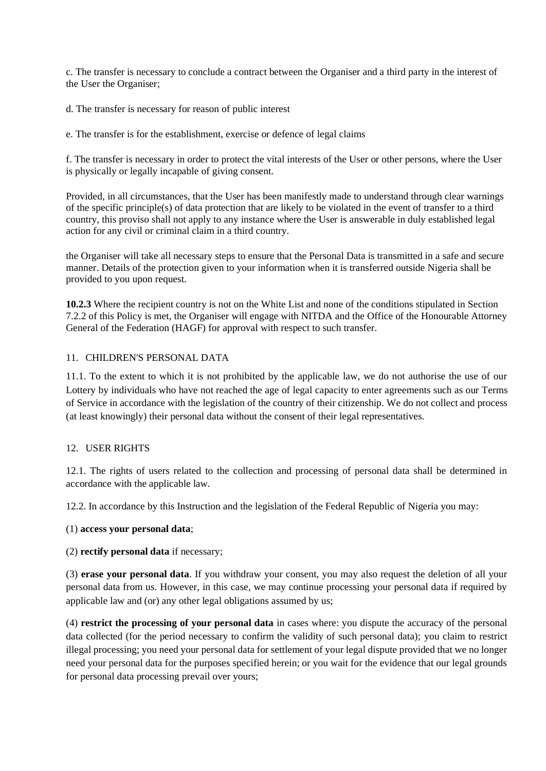c. The transfer is necessary to conclude a contract between the Organiser and a third party in the interest of the User the Organiser;

d. The transfer is necessary for reason of public interest

e. The transfer is for the establishment, exercise or defence of legal claims

f. The transfer is necessary in order to protect the vital interests of the User or other persons, where the User is physically or legally incapable of giving consent.

Provided, in all circumstances, that the User has been manifestly made to understand through clear warnings of the specific principle(s) of data protection that are likely to be violated in the event of transfer to a third country, this proviso shall not apply to any instance where the User is answerable in duly established legal action for any civil or criminal claim in a third country.

the Organiser will take all necessary steps to ensure that the Personal Data is transmitted in a safe and secure manner. Details of the protection given to your information when it is transferred outside Nigeria shall be provided to you upon request.

**10.2.3** Where the recipient country is not on the White List and none of the conditions stipulated in Section 7.2.2 of this Policy is met, the Organiser will engage with NITDA and the Office of the Honourable Attorney General of the Federation (HAGF) for approval with respect to such transfer.

## 11. CHILDREN'S PERSONAL DATA

11.1. To the extent to which it is not prohibited by the applicable law, we do not authorise the use of our Lottery by individuals who have not reached the age of legal capacity to enter agreements such as our Terms of Service in accordance with the legislation of the country of their citizenship. We do not collect and process (at least knowingly) their personal data without the consent of their legal representatives.

## 12. USER RIGHTS

12.1. The rights of users related to the collection and processing of personal data shall be determined in accordance with the applicable law.

12.2. In accordance by this Instruction and the legislation of the Federal Republic of Nigeria you may:

(1) **access your personal data**;

(2) **rectify personal data** if necessary;

(3) **erase your personal data**. If you withdraw your consent, you may also request the deletion of all your personal data from us. However, in this case, we may continue processing your personal data if required by applicable law and (or) any other legal obligations assumed by us;

(4) **restrict the processing of your personal data** in cases where: you dispute the accuracy of the personal data collected (for the period necessary to confirm the validity of such personal data); you claim to restrict illegal processing; you need your personal data for settlement of your legal dispute provided that we no longer need your personal data for the purposes specified herein; or you wait for the evidence that our legal grounds for personal data processing prevail over yours;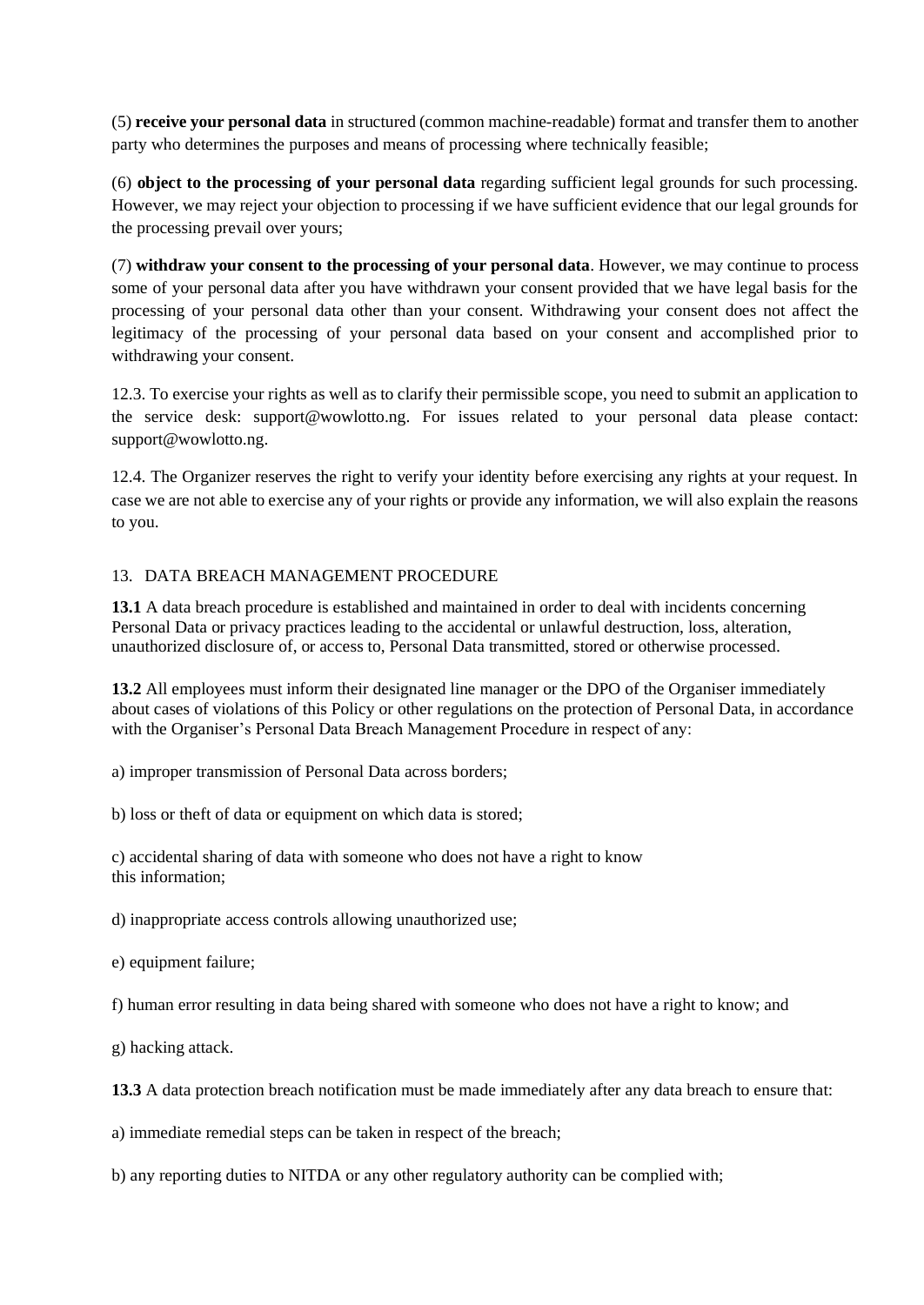(5) **receive your personal data** in structured (common machine-readable) format and transfer them to another party who determines the purposes and means of processing where technically feasible;

(6) **object to the processing of your personal data** regarding sufficient legal grounds for such processing. However, we may reject your objection to processing if we have sufficient evidence that our legal grounds for the processing prevail over yours;

(7) **withdraw your consent to the processing of your personal data**. However, we may continue to process some of your personal data after you have withdrawn your consent provided that we have legal basis for the processing of your personal data other than your consent. Withdrawing your consent does not affect the legitimacy of the processing of your personal data based on your consent and accomplished prior to withdrawing your consent.

12.3. To exercise your rights as well as to clarify their permissible scope, you need to submit an application to the service desk: support@wowlotto.ng. For issues related to your personal data please contact: support@wowlotto.ng.

12.4. The Organizer reserves the right to verify your identity before exercising any rights at your request. In case we are not able to exercise any of your rights or provide any information, we will also explain the reasons to you.

## 13. DATA BREACH MANAGEMENT PROCEDURE

**13.1** A data breach procedure is established and maintained in order to deal with incidents concerning Personal Data or privacy practices leading to the accidental or unlawful destruction, loss, alteration, unauthorized disclosure of, or access to, Personal Data transmitted, stored or otherwise processed.

**13.2** All employees must inform their designated line manager or the DPO of the Organiser immediately about cases of violations of this Policy or other regulations on the protection of Personal Data, in accordance with the Organiser's Personal Data Breach Management Procedure in respect of any:

a) improper transmission of Personal Data across borders;

b) loss or theft of data or equipment on which data is stored;

c) accidental sharing of data with someone who does not have a right to know this information;

d) inappropriate access controls allowing unauthorized use;

e) equipment failure;

f) human error resulting in data being shared with someone who does not have a right to know; and

g) hacking attack.

**13.3** A data protection breach notification must be made immediately after any data breach to ensure that:

a) immediate remedial steps can be taken in respect of the breach;

b) any reporting duties to NITDA or any other regulatory authority can be complied with;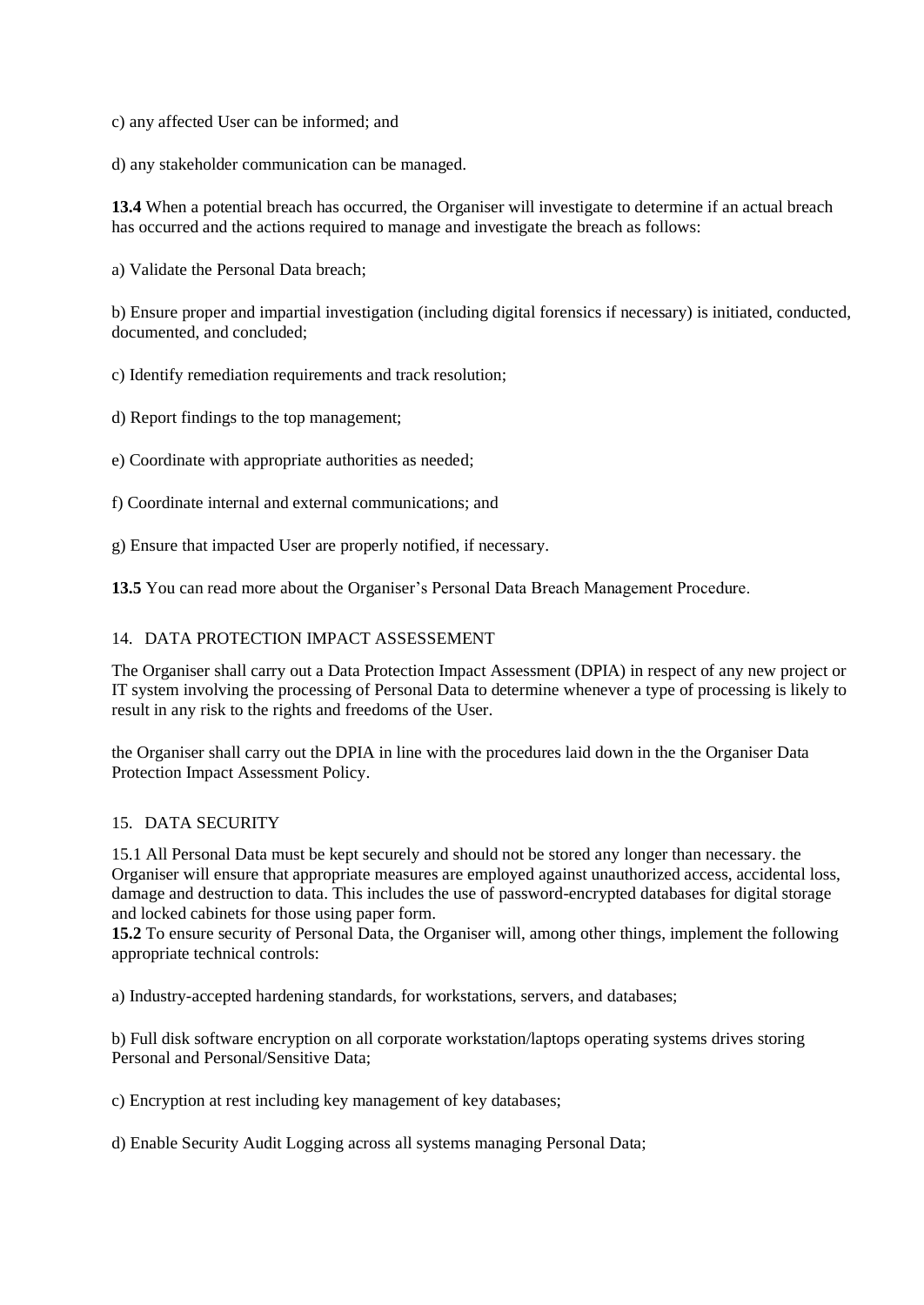c) any affected User can be informed; and

d) any stakeholder communication can be managed.

**13.4** When a potential breach has occurred, the Organiser will investigate to determine if an actual breach has occurred and the actions required to manage and investigate the breach as follows:

a) Validate the Personal Data breach;

b) Ensure proper and impartial investigation (including digital forensics if necessary) is initiated, conducted, documented, and concluded;

c) Identify remediation requirements and track resolution;

d) Report findings to the top management;

e) Coordinate with appropriate authorities as needed;

f) Coordinate internal and external communications; and

g) Ensure that impacted User are properly notified, if necessary.

**13.5** You can read more about the Organiser's Personal Data Breach Management Procedure.

## 14. DATA PROTECTION IMPACT ASSESSEMENT

The Organiser shall carry out a Data Protection Impact Assessment (DPIA) in respect of any new project or IT system involving the processing of Personal Data to determine whenever a type of processing is likely to result in any risk to the rights and freedoms of the User.

the Organiser shall carry out the DPIA in line with the procedures laid down in the the Organiser Data Protection Impact Assessment Policy.

## 15. DATA SECURITY

15.1 All Personal Data must be kept securely and should not be stored any longer than necessary. the Organiser will ensure that appropriate measures are employed against unauthorized access, accidental loss, damage and destruction to data. This includes the use of password-encrypted databases for digital storage and locked cabinets for those using paper form.

**15.2** To ensure security of Personal Data, the Organiser will, among other things, implement the following appropriate technical controls:

a) Industry-accepted hardening standards, for workstations, servers, and databases;

b) Full disk software encryption on all corporate workstation/laptops operating systems drives storing Personal and Personal/Sensitive Data;

c) Encryption at rest including key management of key databases;

d) Enable Security Audit Logging across all systems managing Personal Data;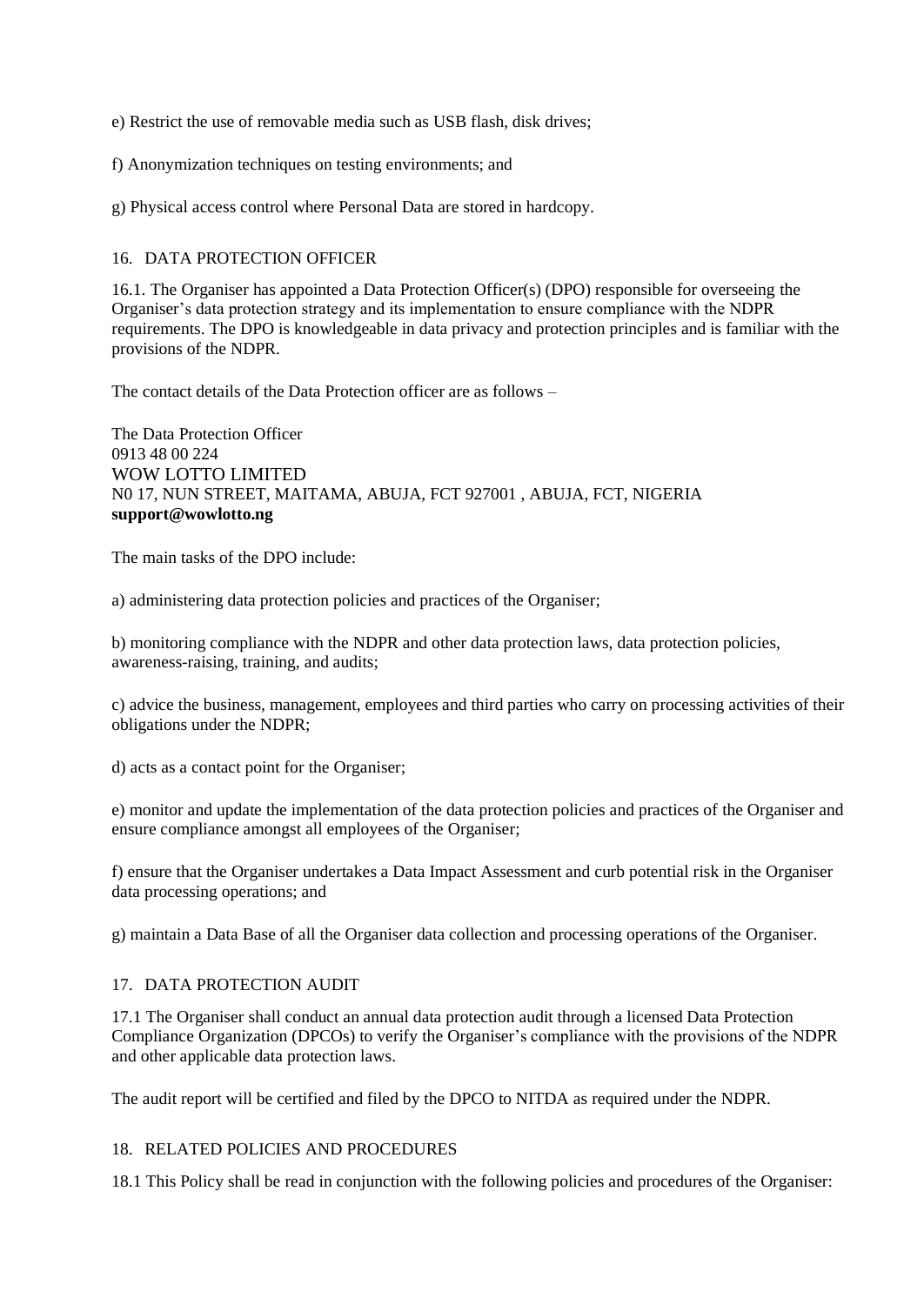e) Restrict the use of removable media such as USB flash, disk drives;

f) Anonymization techniques on testing environments; and

g) Physical access control where Personal Data are stored in hardcopy.

## 16. DATA PROTECTION OFFICER

16.1. The Organiser has appointed a Data Protection Officer(s) (DPO) responsible for overseeing the Organiser's data protection strategy and its implementation to ensure compliance with the NDPR requirements. The DPO is knowledgeable in data privacy and protection principles and is familiar with the provisions of the NDPR.

The contact details of the Data Protection officer are as follows –

The Data Protection Officer
0913 48 00 224
WOW LOTTO LIMITED
N0 17, NUN STREET, MAITAMA, ABUJA, FCT 927001 , ABUJA, FCT, NIGERIA
**support@wowlotto.ng**

The main tasks of the DPO include:

a) administering data protection policies and practices of the Organiser;

b) monitoring compliance with the NDPR and other data protection laws, data protection policies, awareness-raising, training, and audits;

c) advice the business, management, employees and third parties who carry on processing activities of their obligations under the NDPR;

d) acts as a contact point for the Organiser;

e) monitor and update the implementation of the data protection policies and practices of the Organiser and ensure compliance amongst all employees of the Organiser;

f) ensure that the Organiser undertakes a Data Impact Assessment and curb potential risk in the Organiser data processing operations; and

g) maintain a Data Base of all the Organiser data collection and processing operations of the Organiser.

## 17. DATA PROTECTION AUDIT

17.1 The Organiser shall conduct an annual data protection audit through a licensed Data Protection Compliance Organization (DPCOs) to verify the Organiser's compliance with the provisions of the NDPR and other applicable data protection laws.

The audit report will be certified and filed by the DPCO to NITDA as required under the NDPR.

## 18. RELATED POLICIES AND PROCEDURES

18.1 This Policy shall be read in conjunction with the following policies and procedures of the Organiser: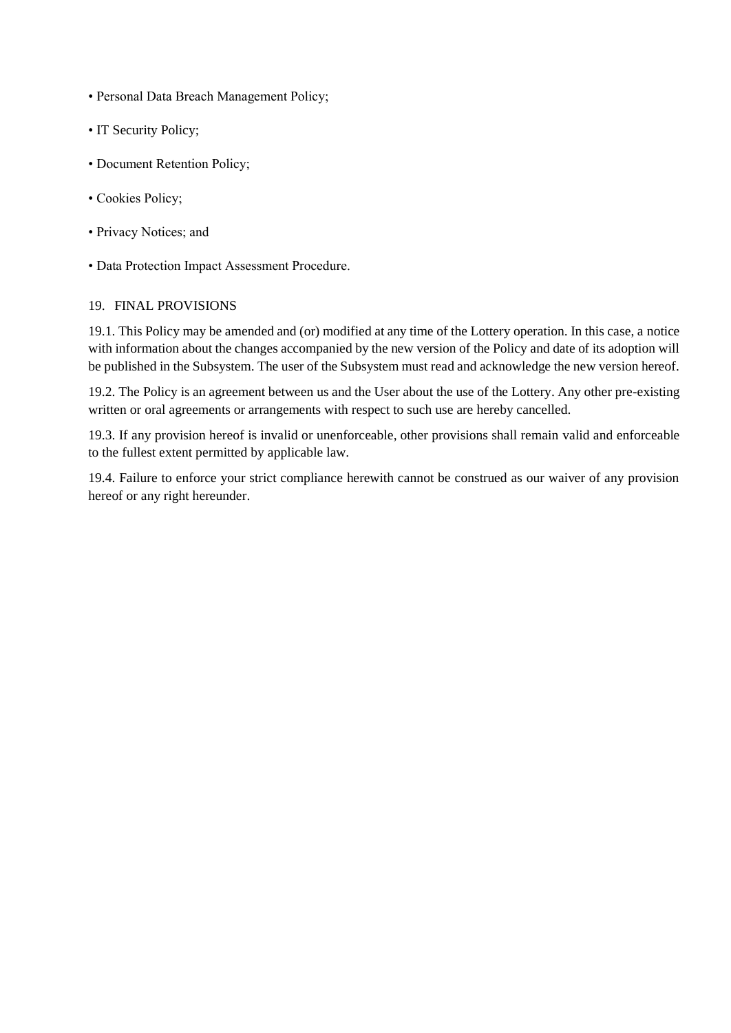- Personal Data Breach Management Policy;
- IT Security Policy;
- Document Retention Policy;
- Cookies Policy;
- Privacy Notices; and
- Data Protection Impact Assessment Procedure.

## 19. FINAL PROVISIONS

19.1. This Policy may be amended and (or) modified at any time of the Lottery operation. In this case, a notice with information about the changes accompanied by the new version of the Policy and date of its adoption will be published in the Subsystem. The user of the Subsystem must read and acknowledge the new version hereof.

19.2. The Policy is an agreement between us and the User about the use of the Lottery. Any other pre-existing written or oral agreements or arrangements with respect to such use are hereby cancelled.

19.3. If any provision hereof is invalid or unenforceable, other provisions shall remain valid and enforceable to the fullest extent permitted by applicable law.

19.4. Failure to enforce your strict compliance herewith cannot be construed as our waiver of any provision hereof or any right hereunder.